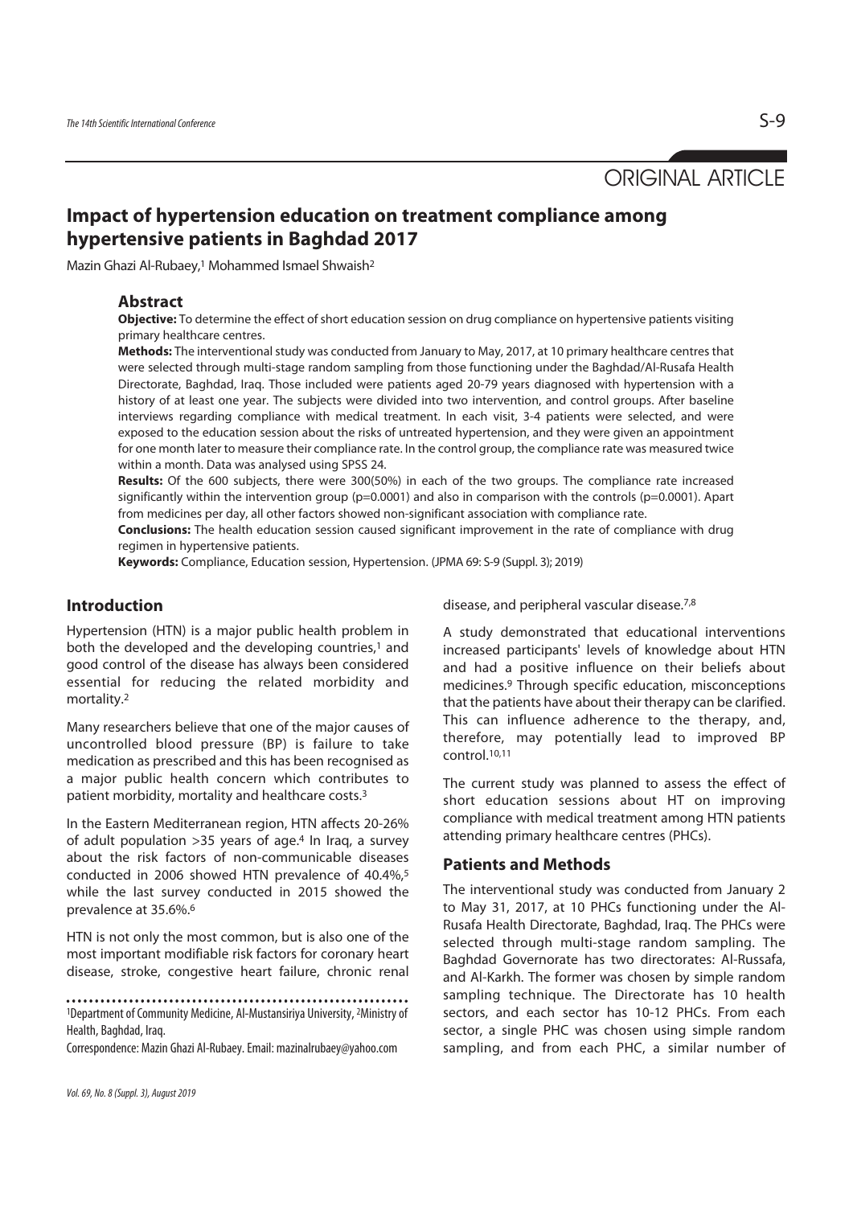ORIGINAL ARTICLE

# Impact of hypertension education on treatment compliance among hypertensive patients in Baghdad 2017

Mazin Ghazi Al-Rubaey,[1] Mohammed Ismael Shwaish[2]

## Abstract

**Objective:** To determine the effect of short education session on drug compliance on hypertensive patients visiting primary healthcare centres.

**Methods:** The interventional study was conducted from January to May, 2017, at 10 primary healthcare centres that were selected through multi-stage random sampling from those functioning under the Baghdad/Al-Rusafa Health Directorate, Baghdad, Iraq. Those included were patients aged 20-79 years diagnosed with hypertension with a history of at least one year. The subjects were divided into two intervention, and control groups. After baseline interviews regarding compliance with medical treatment. In each visit, 3-4 patients were selected, and were exposed to the education session about the risks of untreated hypertension, and they were given an appointment for one month later to measure their compliance rate. In the control group, the compliance rate was measured twice within a month. Data was analysed using SPSS 24.

**Results:** Of the 600 subjects, there were 300(50%) in each of the two groups. The compliance rate increased significantly within the intervention group (p=0.0001) and also in comparison with the controls (p=0.0001). Apart from medicines per day, all other factors showed non-significant association with compliance rate.

**Conclusions:** The health education session caused significant improvement in the rate of compliance with drug regimen in hypertensive patients.

**Keywords:** Compliance, Education session, Hypertension. (JPMA 69: S-9 (Suppl. 3); 2019)

## Introduction

Hypertension (HTN) is a major public health problem in both the developed and the developing countries,[1] and good control of the disease has always been considered essential for reducing the related morbidity and mortality.[2]

Many researchers believe that one of the major causes of uncontrolled blood pressure (BP) is failure to take medication as prescribed and this has been recognised as a major public health concern which contributes to patient morbidity, mortality and healthcare costs.[3]

In the Eastern Mediterranean region, HTN affects 20-26% of adult population >35 years of age.[4] In Iraq, a survey about the risk factors of non-communicable diseases conducted in 2006 showed HTN prevalence of 40.4%,[5] while the last survey conducted in 2015 showed the prevalence at 35.6%.[6]

HTN is not only the most common, but is also one of the most important modifiable risk factors for coronary heart disease, stroke, congestive heart failure, chronic renal disease, and peripheral vascular disease.[7,8]

A study demonstrated that educational interventions increased participants' levels of knowledge about HTN and had a positive influence on their beliefs about medicines.[9] Through specific education, misconceptions that the patients have about their therapy can be clarified. This can influence adherence to the therapy, and, therefore, may potentially lead to improved BP control.[10,11]

The current study was planned to assess the effect of short education sessions about HT on improving compliance with medical treatment among HTN patients attending primary healthcare centres (PHCs).

## Patients and Methods

The interventional study was conducted from January 2 to May 31, 2017, at 10 PHCs functioning under the Al-Rusafa Health Directorate, Baghdad, Iraq. The PHCs were selected through multi-stage random sampling. The Baghdad Governorate has two directorates: Al-Russafa, and Al-Karkh. The former was chosen by simple random sampling technique. The Directorate has 10 health sectors, and each sector has 10-12 PHCs. From each sector, a single PHC was chosen using simple random sampling, and from each PHC, a similar number of

[1]Department of Community Medicine, Al-Mustansiriya University, [2]Ministry of Health, Baghdad, Iraq.

Correspondence: Mazin Ghazi Al-Rubaey. Email: mazinalrubaey@yahoo.com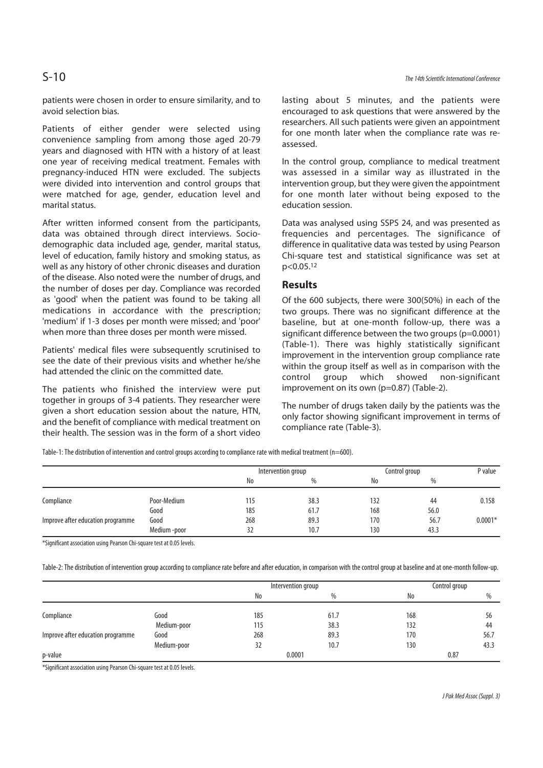patients were chosen in order to ensure similarity, and to avoid selection bias.

Patients of either gender were selected using convenience sampling from among those aged 20-79 years and diagnosed with HTN with a history of at least one year of receiving medical treatment. Females with pregnancy-induced HTN were excluded. The subjects were divided into intervention and control groups that were matched for age, gender, education level and marital status.

After written informed consent from the participants, data was obtained through direct interviews. Socio-demographic data included age, gender, marital status, level of education, family history and smoking status, as well as any history of other chronic diseases and duration of the disease. Also noted were the number of drugs, and the number of doses per day. Compliance was recorded as 'good' when the patient was found to be taking all medications in accordance with the prescription; 'medium' if 1-3 doses per month were missed; and 'poor' when more than three doses per month were missed.

Patients' medical files were subsequently scrutinised to see the date of their previous visits and whether he/she had attended the clinic on the committed date.

The patients who finished the interview were put together in groups of 3-4 patients. They researcher were given a short education session about the nature, HTN, and the benefit of compliance with medical treatment on their health. The session was in the form of a short video lasting about 5 minutes, and the patients were encouraged to ask questions that were answered by the researchers. All such patients were given an appointment for one month later when the compliance rate was re-assessed.

In the control group, compliance to medical treatment was assessed in a similar way as illustrated in the intervention group, but they were given the appointment for one month later without being exposed to the education session.

Data was analysed using SSPS 24, and was presented as frequencies and percentages. The significance of difference in qualitative data was tested by using Pearson Chi-square test and statistical significance was set at $p<0.05$.[12]

## Results

Of the 600 subjects, there were 300(50%) in each of the two groups. There was no significant difference at the baseline, but at one-month follow-up, there was a significant difference between the two groups ($p=0.0001$) (Table-1). There was highly statistically significant improvement in the intervention group compliance rate within the group itself as well as in comparison with the control group which showed non-significant improvement on its own ($p=0.87$) (Table-2).

The number of drugs taken daily by the patients was the only factor showing significant improvement in terms of compliance rate (Table-3).

Table-1: The distribution of intervention and control groups according to compliance rate with medical treatment (n=600).

| | | Intervention group | | Control group | | P value |
|---|---|---|---|---|---|---|
| | | No | % | No | % | |
| Compliance | Poor-Medium | 115 | 38.3 | 132 | 44 | 0.158 |
| | Good | 185 | 61.7 | 168 | 56.0 | |
| Improve after education programme | Good | 268 | 89.3 | 170 | 56.7 | 0.0001* |
| | Medium -poor | 32 | 10.7 | 130 | 43.3 | |

*Significant association using Pearson Chi-square test at 0.05 levels.

Table-2: The distribution of intervention group according to compliance rate before and after education, in comparison with the control group at baseline and at one-month follow-up.

| | | Intervention group | | Control group | |
|---|---|---|---|---|---|
| | | No | % | No | % |
| Compliance | Good | 185 | 61.7 | 168 | 56 |
| | Medium-poor | 115 | 38.3 | 132 | 44 |
| Improve after education programme | Good | 268 | 89.3 | 170 | 56.7 |
| | Medium-poor | 32 | 10.7 | 130 | 43.3 |
| p-value | | 0.0001 | | 0.87 | |

*Significant association using Pearson Chi-square test at 0.05 levels.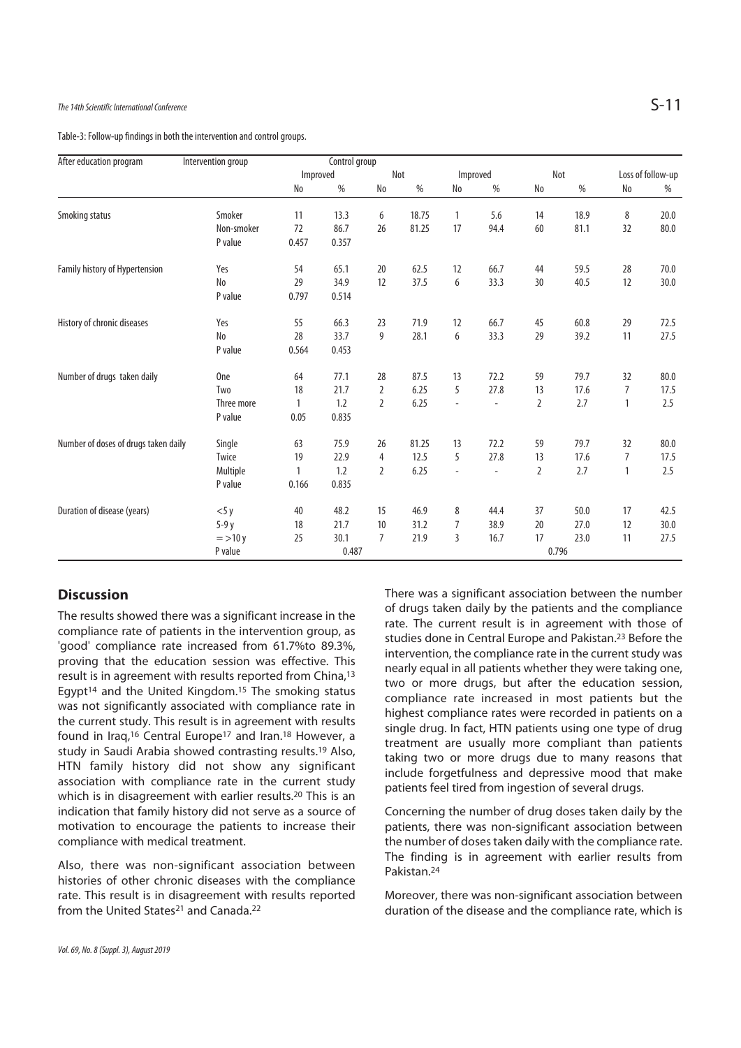Table-3: Follow-up findings in both the intervention and control groups.

| After education program | Intervention group | | | | | Control group | | | | | |
|---|---|---|---|---|---|---|---|---|---|---|---|
| | | Improved | | Not | | Improved | | Not | | Loss of follow-up | |
| | | No | % | No | % | No | % | No | % | No | % |
| Smoking status | Smoker | 11 | 13.3 | 6 | 18.75 | 1 | 5.6 | 14 | 18.9 | 8 | 20.0 |
| | Non-smoker | 72 | 86.7 | 26 | 81.25 | 17 | 94.4 | 60 | 81.1 | 32 | 80.0 |
| | P value | 0.457 | 0.357 | | | | | | | | |
| Family history of Hypertension | Yes | 54 | 65.1 | 20 | 62.5 | 12 | 66.7 | 44 | 59.5 | 28 | 70.0 |
| | No | 29 | 34.9 | 12 | 37.5 | 6 | 33.3 | 30 | 40.5 | 12 | 30.0 |
| | P value | 0.797 | 0.514 | | | | | | | | |
| History of chronic diseases | Yes | 55 | 66.3 | 23 | 71.9 | 12 | 66.7 | 45 | 60.8 | 29 | 72.5 |
| | No | 28 | 33.7 | 9 | 28.1 | 6 | 33.3 | 29 | 39.2 | 11 | 27.5 |
| | P value | 0.564 | 0.453 | | | | | | | | |
| Number of drugs taken daily | One | 64 | 77.1 | 28 | 87.5 | 13 | 72.2 | 59 | 79.7 | 32 | 80.0 |
| | Two | 18 | 21.7 | 2 | 6.25 | 5 | 27.8 | 13 | 17.6 | 7 | 17.5 |
| | Three more | 1 | 1.2 | 2 | 6.25 | - | - | 2 | 2.7 | 1 | 2.5 |
| | P value | 0.05 | 0.835 | | | | | | | | |
| Number of doses of drugs taken daily | Single | 63 | 75.9 | 26 | 81.25 | 13 | 72.2 | 59 | 79.7 | 32 | 80.0 |
| | Twice | 19 | 22.9 | 4 | 12.5 | 5 | 27.8 | 13 | 17.6 | 7 | 17.5 |
| | Multiple | 1 | 1.2 | 2 | 6.25 | - | - | 2 | 2.7 | 1 | 2.5 |
| | P value | 0.166 | 0.835 | | | | | | | | |
| Duration of disease (years) | <5 y | 40 | 48.2 | 15 | 46.9 | 8 | 44.4 | 37 | 50.0 | 17 | 42.5 |
| | 5-9 y | 18 | 21.7 | 10 | 31.2 | 7 | 38.9 | 20 | 27.0 | 12 | 30.0 |
| | = >10 y | 25 | 30.1 | 7 | 21.9 | 3 | 16.7 | 17 | 23.0 | 11 | 27.5 |
| | P value | | 0.487 | | | | | | 0.796 | | |

## Discussion

The results showed there was a significant increase in the compliance rate of patients in the intervention group, as 'good' compliance rate increased from 61.7%to 89.3%, proving that the education session was effective. This result is in agreement with results reported from China,[13] Egypt[14] and the United Kingdom.[15] The smoking status was not significantly associated with compliance rate in the current study. This result is in agreement with results found in Iraq,[16] Central Europe[17] and Iran.[18] However, a study in Saudi Arabia showed contrasting results.[19] Also, HTN family history did not show any significant association with compliance rate in the current study which is in disagreement with earlier results.[20] This is an indication that family history did not serve as a source of motivation to encourage the patients to increase their compliance with medical treatment.

Also, there was non-significant association between histories of other chronic diseases with the compliance rate. This result is in disagreement with results reported from the United States[21] and Canada.[22]

There was a significant association between the number of drugs taken daily by the patients and the compliance rate. The current result is in agreement with those of studies done in Central Europe and Pakistan.[23] Before the intervention, the compliance rate in the current study was nearly equal in all patients whether they were taking one, two or more drugs, but after the education session, compliance rate increased in most patients but the highest compliance rates were recorded in patients on a single drug. In fact, HTN patients using one type of drug treatment are usually more compliant than patients taking two or more drugs due to many reasons that include forgetfulness and depressive mood that make patients feel tired from ingestion of several drugs.

Concerning the number of drug doses taken daily by the patients, there was non-significant association between the number of doses taken daily with the compliance rate. The finding is in agreement with earlier results from Pakistan.[24]

Moreover, there was non-significant association between duration of the disease and the compliance rate, which is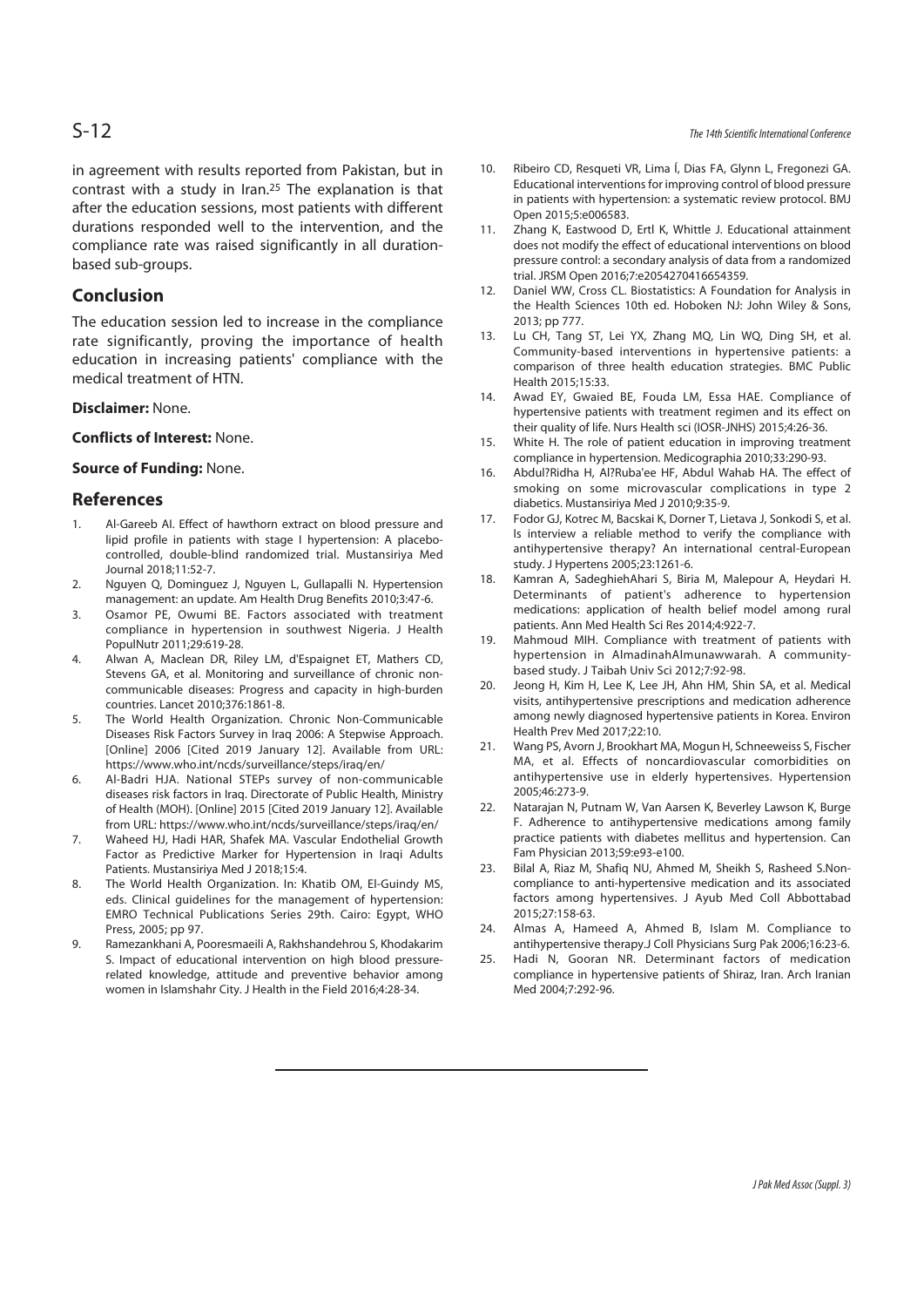in agreement with results reported from Pakistan, but in contrast with a study in Iran.[25] The explanation is that after the education sessions, most patients with different durations responded well to the intervention, and the compliance rate was raised significantly in all duration-based sub-groups.

## Conclusion

The education session led to increase in the compliance rate significantly, proving the importance of health education in increasing patients' compliance with the medical treatment of HTN.

**Disclaimer:** None.

**Conflicts of Interest:** None.

**Source of Funding:** None.

## References

1. Al-Gareeb AI. Effect of hawthorn extract on blood pressure and lipid profile in patients with stage I hypertension: A placebo-controlled, double-blind randomized trial. Mustansiriya Med Journal 2018;11:52-7.
2. Nguyen Q, Dominguez J, Nguyen L, Gullapalli N. Hypertension management: an update. Am Health Drug Benefits 2010;3:47-6.
3. Osamor PE, Owumi BE. Factors associated with treatment compliance in hypertension in southwest Nigeria. J Health PopulNutr 2011;29:619-28.
4. Alwan A, Maclean DR, Riley LM, d'Espaignet ET, Mathers CD, Stevens GA, et al. Monitoring and surveillance of chronic non-communicable diseases: Progress and capacity in high-burden countries. Lancet 2010;376:1861-8.
5. The World Health Organization. Chronic Non-Communicable Diseases Risk Factors Survey in Iraq 2006: A Stepwise Approach. [Online] 2006 [Cited 2019 January 12]. Available from URL: https://www.who.int/ncds/surveillance/steps/iraq/en/
6. Al-Badri HJA. National STEPs survey of non-communicable diseases risk factors in Iraq. Directorate of Public Health, Ministry of Health (MOH). [Online] 2015 [Cited 2019 January 12]. Available from URL: https://www.who.int/ncds/surveillance/steps/iraq/en/
7. Waheed HJ, Hadi HAR, Shafek MA. Vascular Endothelial Growth Factor as Predictive Marker for Hypertension in Iraqi Adults Patients. Mustansiriya Med J 2018;15:4.
8. The World Health Organization. In: Khatib OM, El-Guindy MS, eds. Clinical guidelines for the management of hypertension: EMRO Technical Publications Series 29th. Cairo: Egypt, WHO Press, 2005; pp 97.
9. Ramezankhani A, Pooresmaeili A, Rakhshandehrou S, Khodakarim S. Impact of educational intervention on high blood pressure-related knowledge, attitude and preventive behavior among women in Islamshahr City. J Health in the Field 2016;4:28-34.
10. Ribeiro CD, Resqueti VR, Lima Í, Dias FA, Glynn L, Fregonezi GA. Educational interventions for improving control of blood pressure in patients with hypertension: a systematic review protocol. BMJ Open 2015;5:e006583.
11. Zhang K, Eastwood D, Ertl K, Whittle J. Educational attainment does not modify the effect of educational interventions on blood pressure control: a secondary analysis of data from a randomized trial. JRSM Open 2016;7:e2054270416654359.
12. Daniel WW, Cross CL. Biostatistics: A Foundation for Analysis in the Health Sciences 10th ed. Hoboken NJ: John Wiley & Sons, 2013; pp 777.
13. Lu CH, Tang ST, Lei YX, Zhang MQ, Lin WQ, Ding SH, et al. Community-based interventions in hypertensive patients: a comparison of three health education strategies. BMC Public Health 2015;15:33.
14. Awad EY, Gwaied BE, Fouda LM, Essa HAE. Compliance of hypertensive patients with treatment regimen and its effect on their quality of life. Nurs Health sci (IOSR-JNHS) 2015;4:26-36.
15. White H. The role of patient education in improving treatment compliance in hypertension. Medicographia 2010;33:290-93.
16. Abdul?Ridha H, Al?Ruba'ee HF, Abdul Wahab HA. The effect of smoking on some microvascular complications in type 2 diabetics. Mustansiriya Med J 2010;9:35-9.
17. Fodor GJ, Kotrec M, Bacskai K, Dorner T, Lietava J, Sonkodi S, et al. Is interview a reliable method to verify the compliance with antihypertensive therapy? An international central-European study. J Hypertens 2005;23:1261-6.
18. Kamran A, SadeghiehAhari S, Biria M, Malepour A, Heydari H. Determinants of patient's adherence to hypertension medications: application of health belief model among rural patients. Ann Med Health Sci Res 2014;4:922-7.
19. Mahmoud MIH. Compliance with treatment of patients with hypertension in AlmadinahAlmunawwarah. A community-based study. J Taibah Univ Sci 2012;7:92-98.
20. Jeong H, Kim H, Lee K, Lee JH, Ahn HM, Shin SA, et al. Medical visits, antihypertensive prescriptions and medication adherence among newly diagnosed hypertensive patients in Korea. Environ Health Prev Med 2017;22:10.
21. Wang PS, Avorn J, Brookhart MA, Mogun H, Schneeweiss S, Fischer MA, et al. Effects of noncardiovascular comorbidities on antihypertensive use in elderly hypertensives. Hypertension 2005;46:273-9.
22. Natarajan N, Putnam W, Van Aarsen K, Beverley Lawson K, Burge F. Adherence to antihypertensive medications among family practice patients with diabetes mellitus and hypertension. Can Fam Physician 2013;59:e93-e100.
23. Bilal A, Riaz M, Shafiq NU, Ahmed M, Sheikh S, Rasheed S.Non-compliance to anti-hypertensive medication and its associated factors among hypertensives. J Ayub Med Coll Abbottabad 2015;27:158-63.
24. Almas A, Hameed A, Ahmed B, Islam M. Compliance to antihypertensive therapy.J Coll Physicians Surg Pak 2006;16:23-6.
25. Hadi N, Gooran NR. Determinant factors of medication compliance in hypertensive patients of Shiraz, Iran. Arch Iranian Med 2004;7:292-96.